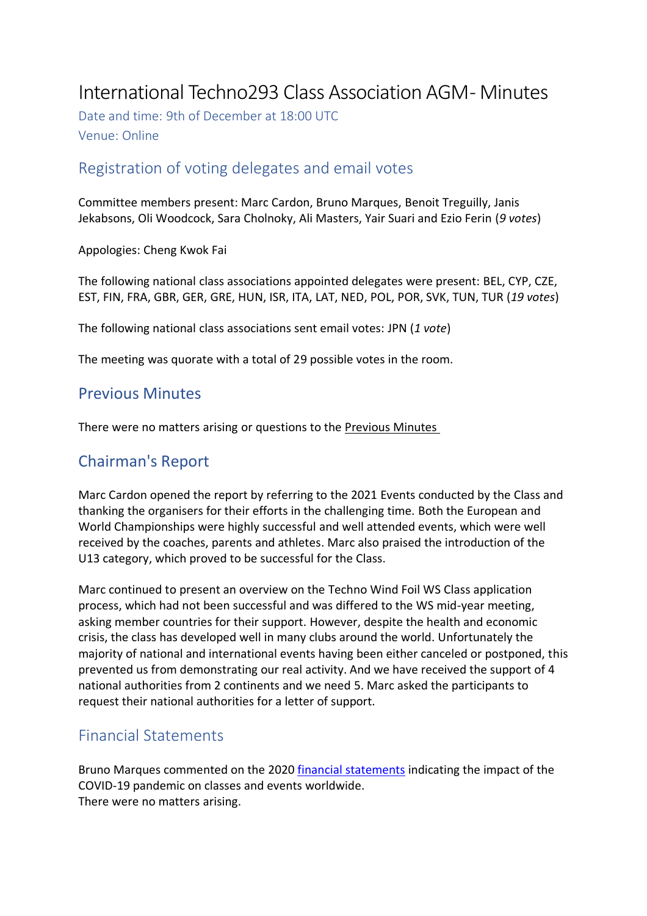# International Techno293 Class Association AGM- Minutes

Date and time: 9th of December at 18:00 UTC
Venue: Online

## Registration of voting delegates and email votes

Committee members present: Marc Cardon, Bruno Marques, Benoit Treguilly, Janis Jekabsons, Oli Woodcock, Sara Cholnoky, Ali Masters, Yair Suari and Ezio Ferin (*9 votes*)

Appologies: Cheng Kwok Fai

The following national class associations appointed delegates were present: BEL, CYP, CZE, EST, FIN, FRA, GBR, GER, GRE, HUN, ISR, ITA, LAT, NED, POL, POR, SVK, TUN, TUR (*19 votes*)

The following national class associations sent email votes: JPN (*1 vote*)

The meeting was quorate with a total of 29 possible votes in the room.

## Previous Minutes

There were no matters arising or questions to the Previous Minutes

## Chairman's Report

Marc Cardon opened the report by referring to the 2021 Events conducted by the Class and thanking the organisers for their efforts in the challenging time. Both the European and World Championships were highly successful and well attended events, which were well received by the coaches, parents and athletes. Marc also praised the introduction of the U13 category, which proved to be successful for the Class.

Marc continued to present an overview on the Techno Wind Foil WS Class application process, which had not been successful and was differed to the WS mid-year meeting, asking member countries for their support. However, despite the health and economic crisis, the class has developed well in many clubs around the world. Unfortunately the majority of national and international events having been either canceled or postponed, this prevented us from demonstrating our real activity. And we have received the support of 4 national authorities from 2 continents and we need 5. Marc asked the participants to request their national authorities for a letter of support.

## Financial Statements

Bruno Marques commented on the 2020 financial statements indicating the impact of the COVID-19 pandemic on classes and events worldwide.
There were no matters arising.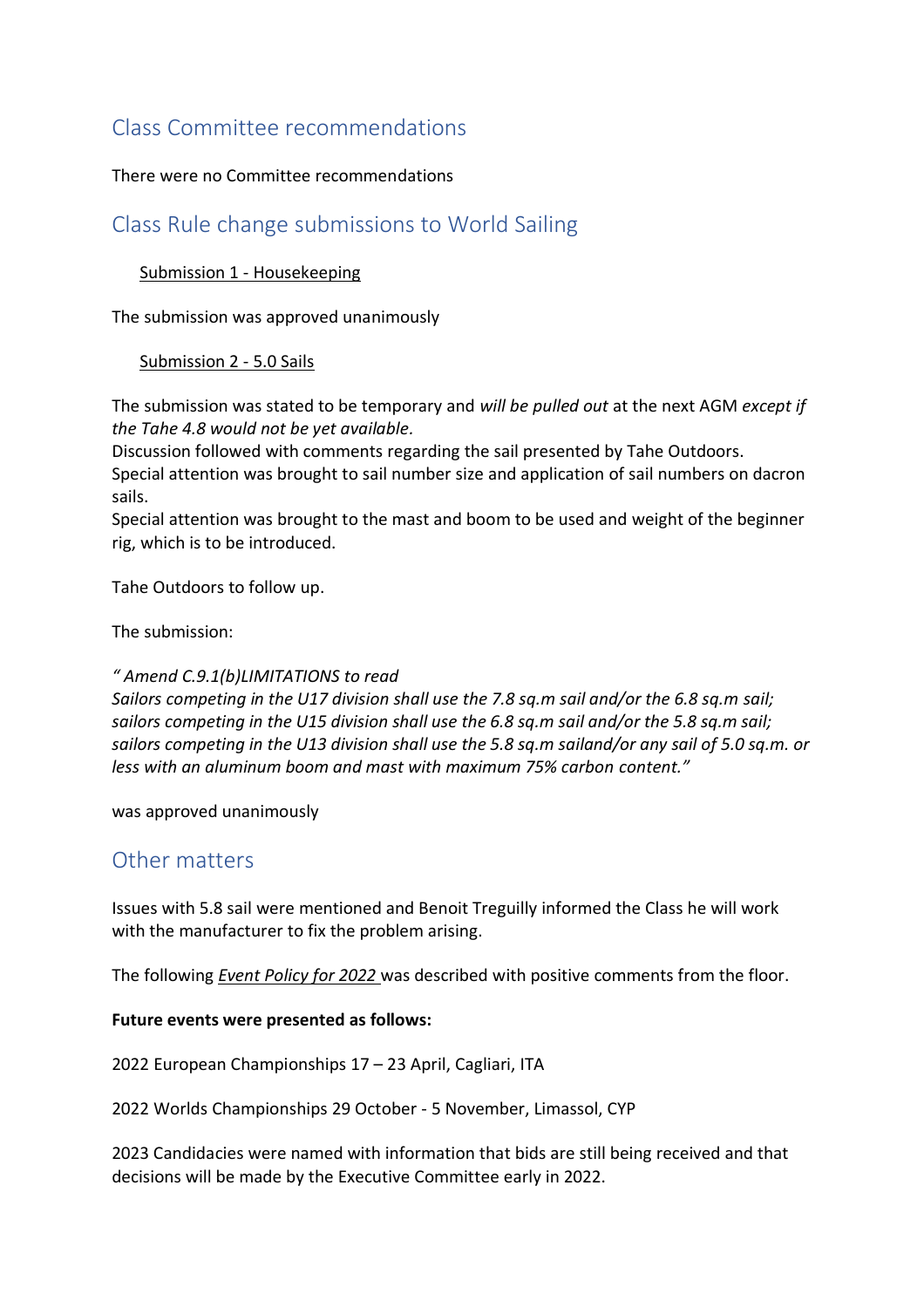## Class Committee recommendations

There were no Committee recommendations

## Class Rule change submissions to World Sailing

<u>Submission 1 - Housekeeping</u>

The submission was approved unanimously

<u>Submission 2 - 5.0 Sails</u>

The submission was stated to be temporary and *will be pulled out* at the next AGM *except if the Tahe 4.8 would not be yet available.*

Discussion followed with comments regarding the sail presented by Tahe Outdoors.

Special attention was brought to sail number size and application of sail numbers on dacron sails.

Special attention was brought to the mast and boom to be used and weight of the beginner rig, which is to be introduced.

Tahe Outdoors to follow up.

The submission:

*" Amend C.9.1(b)LIMITATIONS to read*
*Sailors competing in the U17 division shall use the 7.8 sq.m sail and/or the 6.8 sq.m sail; sailors competing in the U15 division shall use the 6.8 sq.m sail and/or the 5.8 sq.m sail; sailors competing in the U13 division shall use the 5.8 sq.m sailand/or any sail of 5.0 sq.m. or less with an aluminum boom and mast with maximum 75% carbon content."*

was approved unanimously

## Other matters

Issues with 5.8 sail were mentioned and Benoit Treguilly informed the Class he will work with the manufacturer to fix the problem arising.

The following <u>*Event Policy for 2022*</u> was described with positive comments from the floor.

**Future events were presented as follows:**

2022 European Championships 17 – 23 April, Cagliari, ITA

2022 Worlds Championships 29 October - 5 November, Limassol, CYP

2023 Candidacies were named with information that bids are still being received and that decisions will be made by the Executive Committee early in 2022.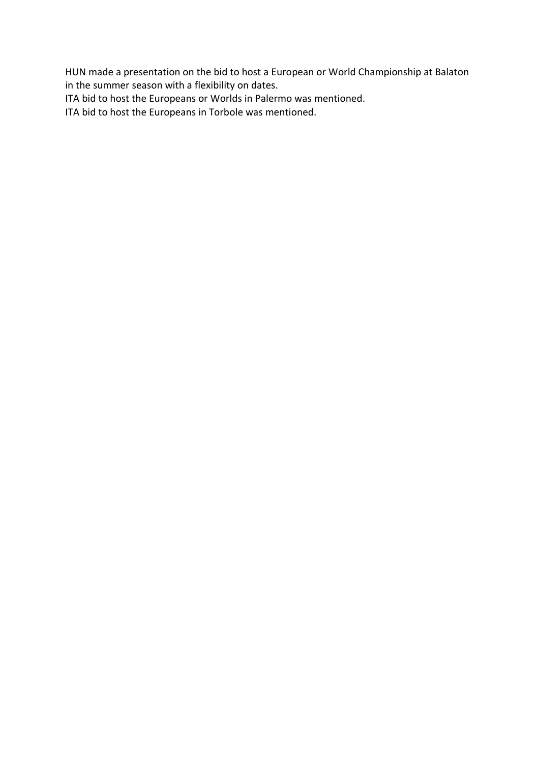HUN made a presentation on the bid to host a European or World Championship at Balaton in the summer season with a flexibility on dates.
ITA bid to host the Europeans or Worlds in Palermo was mentioned.
ITA bid to host the Europeans in Torbole was mentioned.